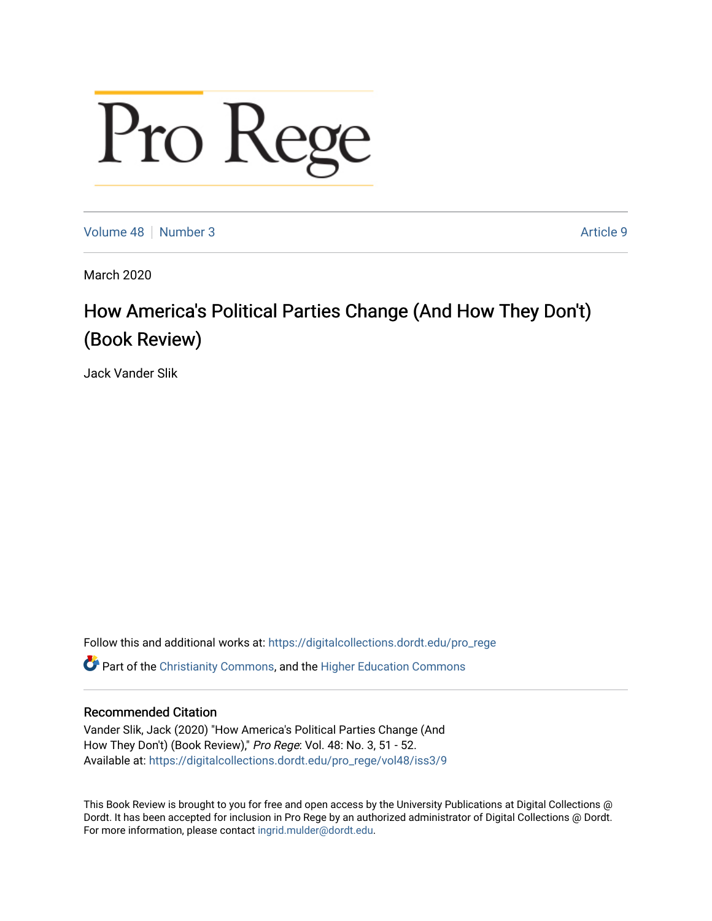# Pro Rege

Volume 48 | Number 3 | Article 9

March 2020

## How America's Political Parties Change (And How They Don't) (Book Review)

Jack Vander Slik

Follow this and additional works at: https://digitalcollections.dordt.edu/pro_rege

Part of the Christianity Commons, and the Higher Education Commons

### Recommended Citation

Vander Slik, Jack (2020) "How America's Political Parties Change (And How They Don't) (Book Review)," *Pro Rege*: Vol. 48: No. 3, 51 - 52.
Available at: https://digitalcollections.dordt.edu/pro_rege/vol48/iss3/9

This Book Review is brought to you for free and open access by the University Publications at Digital Collections @ Dordt. It has been accepted for inclusion in Pro Rege by an authorized administrator of Digital Collections @ Dordt. For more information, please contact ingrid.mulder@dordt.edu.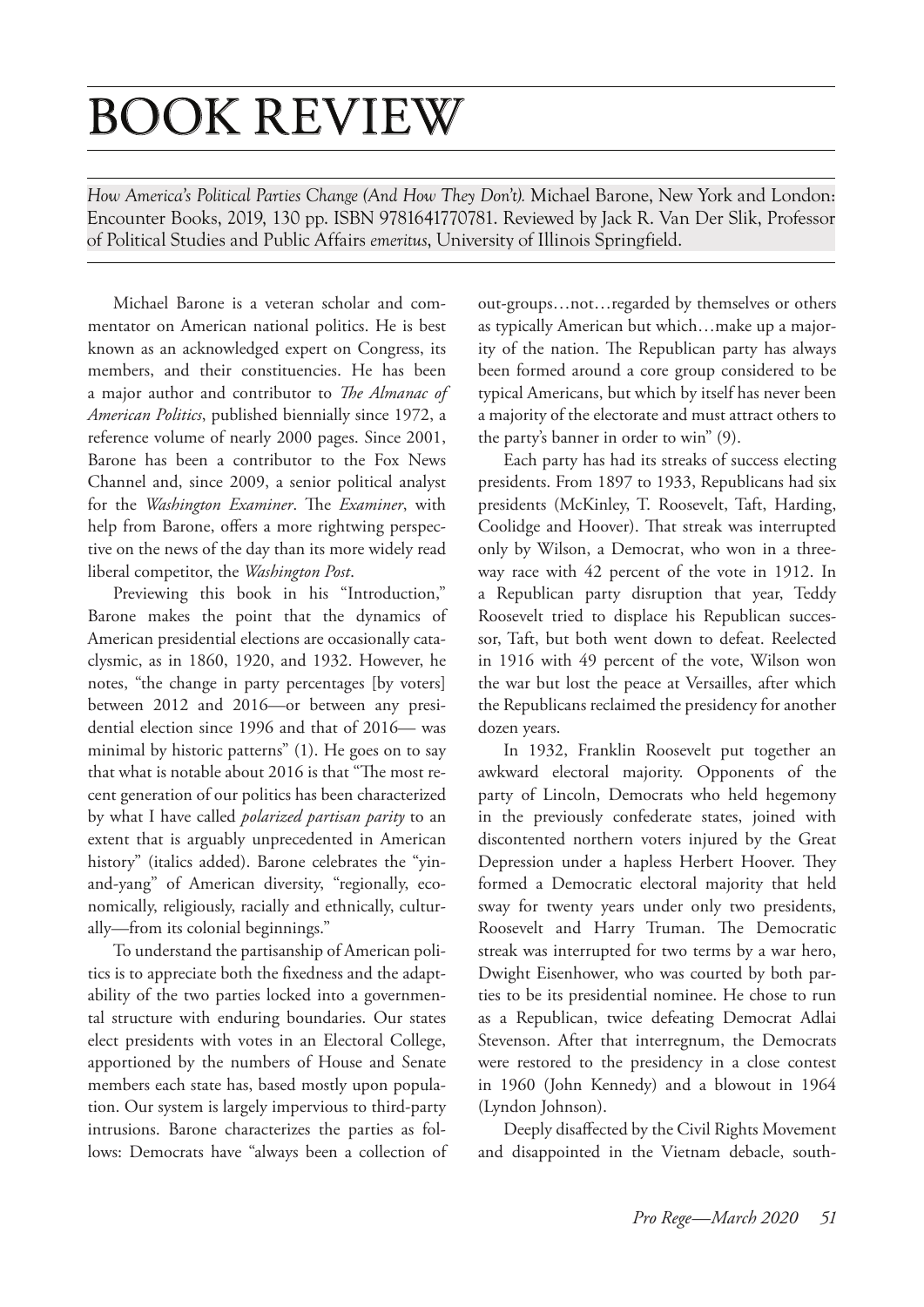# BOOK REVIEW

*How America's Political Parties Change (And How They Don't).* Michael Barone, New York and London: Encounter Books, 2019, 130 pp. ISBN 9781641770781. Reviewed by Jack R. Van Der Slik, Professor of Political Studies and Public Affairs *emeritus*, University of Illinois Springfield.

Michael Barone is a veteran scholar and commentator on American national politics. He is best known as an acknowledged expert on Congress, its members, and their constituencies. He has been a major author and contributor to *The Almanac of American Politics*, published biennially since 1972, a reference volume of nearly 2000 pages. Since 2001, Barone has been a contributor to the Fox News Channel and, since 2009, a senior political analyst for the *Washington Examiner*. The *Examiner*, with help from Barone, offers a more rightwing perspective on the news of the day than its more widely read liberal competitor, the *Washington Post*.

Previewing this book in his "Introduction," Barone makes the point that the dynamics of American presidential elections are occasionally cataclysmic, as in 1860, 1920, and 1932. However, he notes, "the change in party percentages [by voters] between 2012 and 2016—or between any presidential election since 1996 and that of 2016— was minimal by historic patterns" (1). He goes on to say that what is notable about 2016 is that "The most recent generation of our politics has been characterized by what I have called *polarized partisan parity* to an extent that is arguably unprecedented in American history" (italics added). Barone celebrates the "yin-and-yang" of American diversity, "regionally, economically, religiously, racially and ethnically, culturally—from its colonial beginnings."

To understand the partisanship of American politics is to appreciate both the fixedness and the adaptability of the two parties locked into a governmental structure with enduring boundaries. Our states elect presidents with votes in an Electoral College, apportioned by the numbers of House and Senate members each state has, based mostly upon population. Our system is largely impervious to third-party intrusions. Barone characterizes the parties as follows: Democrats have "always been a collection of out-groups…not…regarded by themselves or others as typically American but which…make up a majority of the nation. The Republican party has always been formed around a core group considered to be typical Americans, but which by itself has never been a majority of the electorate and must attract others to the party's banner in order to win" (9).

Each party has had its streaks of success electing presidents. From 1897 to 1933, Republicans had six presidents (McKinley, T. Roosevelt, Taft, Harding, Coolidge and Hoover). That streak was interrupted only by Wilson, a Democrat, who won in a three-way race with 42 percent of the vote in 1912. In a Republican party disruption that year, Teddy Roosevelt tried to displace his Republican successor, Taft, but both went down to defeat. Reelected in 1916 with 49 percent of the vote, Wilson won the war but lost the peace at Versailles, after which the Republicans reclaimed the presidency for another dozen years.

In 1932, Franklin Roosevelt put together an awkward electoral majority. Opponents of the party of Lincoln, Democrats who held hegemony in the previously confederate states, joined with discontented northern voters injured by the Great Depression under a hapless Herbert Hoover. They formed a Democratic electoral majority that held sway for twenty years under only two presidents, Roosevelt and Harry Truman. The Democratic streak was interrupted for two terms by a war hero, Dwight Eisenhower, who was courted by both parties to be its presidential nominee. He chose to run as a Republican, twice defeating Democrat Adlai Stevenson. After that interregnum, the Democrats were restored to the presidency in a close contest in 1960 (John Kennedy) and a blowout in 1964 (Lyndon Johnson).

Deeply disaffected by the Civil Rights Movement and disappointed in the Vietnam debacle, south-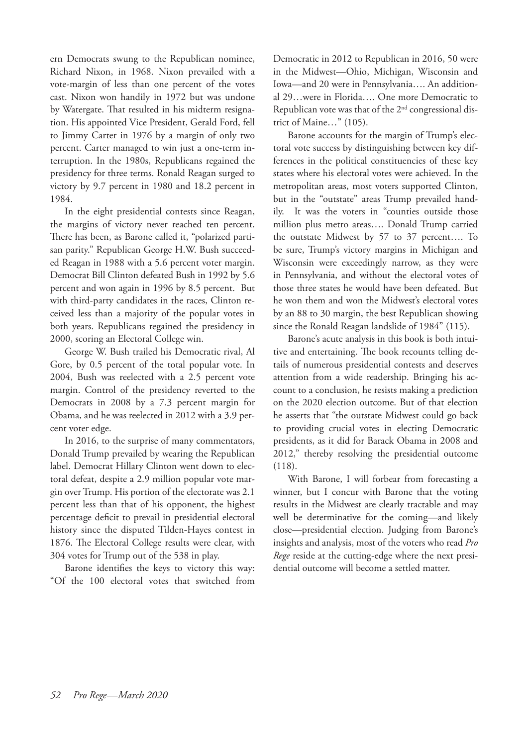ern Democrats swung to the Republican nominee, Richard Nixon, in 1968. Nixon prevailed with a vote-margin of less than one percent of the votes cast. Nixon won handily in 1972 but was undone by Watergate. That resulted in his midterm resignation. His appointed Vice President, Gerald Ford, fell to Jimmy Carter in 1976 by a margin of only two percent. Carter managed to win just a one-term interruption. In the 1980s, Republicans regained the presidency for three terms. Ronald Reagan surged to victory by 9.7 percent in 1980 and 18.2 percent in 1984.

In the eight presidential contests since Reagan, the margins of victory never reached ten percent. There has been, as Barone called it, "polarized partisan parity." Republican George H.W. Bush succeeded Reagan in 1988 with a 5.6 percent voter margin. Democrat Bill Clinton defeated Bush in 1992 by 5.6 percent and won again in 1996 by 8.5 percent. But with third-party candidates in the races, Clinton received less than a majority of the popular votes in both years. Republicans regained the presidency in 2000, scoring an Electoral College win.

George W. Bush trailed his Democratic rival, Al Gore, by 0.5 percent of the total popular vote. In 2004, Bush was reelected with a 2.5 percent vote margin. Control of the presidency reverted to the Democrats in 2008 by a 7.3 percent margin for Obama, and he was reelected in 2012 with a 3.9 percent voter edge.

In 2016, to the surprise of many commentators, Donald Trump prevailed by wearing the Republican label. Democrat Hillary Clinton went down to electoral defeat, despite a 2.9 million popular vote margin over Trump. His portion of the electorate was 2.1 percent less than that of his opponent, the highest percentage deficit to prevail in presidential electoral history since the disputed Tilden-Hayes contest in 1876. The Electoral College results were clear, with 304 votes for Trump out of the 538 in play.

Barone identifies the keys to victory this way: "Of the 100 electoral votes that switched from Democratic in 2012 to Republican in 2016, 50 were in the Midwest—Ohio, Michigan, Wisconsin and Iowa—and 20 were in Pennsylvania…. An additional 29…were in Florida…. One more Democratic to Republican vote was that of the 2nd congressional district of Maine…" (105).

Barone accounts for the margin of Trump's electoral vote success by distinguishing between key differences in the political constituencies of these key states where his electoral votes were achieved. In the metropolitan areas, most voters supported Clinton, but in the "outstate" areas Trump prevailed handily. It was the voters in "counties outside those million plus metro areas…. Donald Trump carried the outstate Midwest by 57 to 37 percent…. To be sure, Trump's victory margins in Michigan and Wisconsin were exceedingly narrow, as they were in Pennsylvania, and without the electoral votes of those three states he would have been defeated. But he won them and won the Midwest's electoral votes by an 88 to 30 margin, the best Republican showing since the Ronald Reagan landslide of 1984" (115).

Barone's acute analysis in this book is both intuitive and entertaining. The book recounts telling details of numerous presidential contests and deserves attention from a wide readership. Bringing his account to a conclusion, he resists making a prediction on the 2020 election outcome. But of that election he asserts that "the outstate Midwest could go back to providing crucial votes in electing Democratic presidents, as it did for Barack Obama in 2008 and 2012," thereby resolving the presidential outcome (118).

With Barone, I will forbear from forecasting a winner, but I concur with Barone that the voting results in the Midwest are clearly tractable and may well be determinative for the coming—and likely close—presidential election. Judging from Barone's insights and analysis, most of the voters who read *Pro Rege* reside at the cutting-edge where the next presidential outcome will become a settled matter.